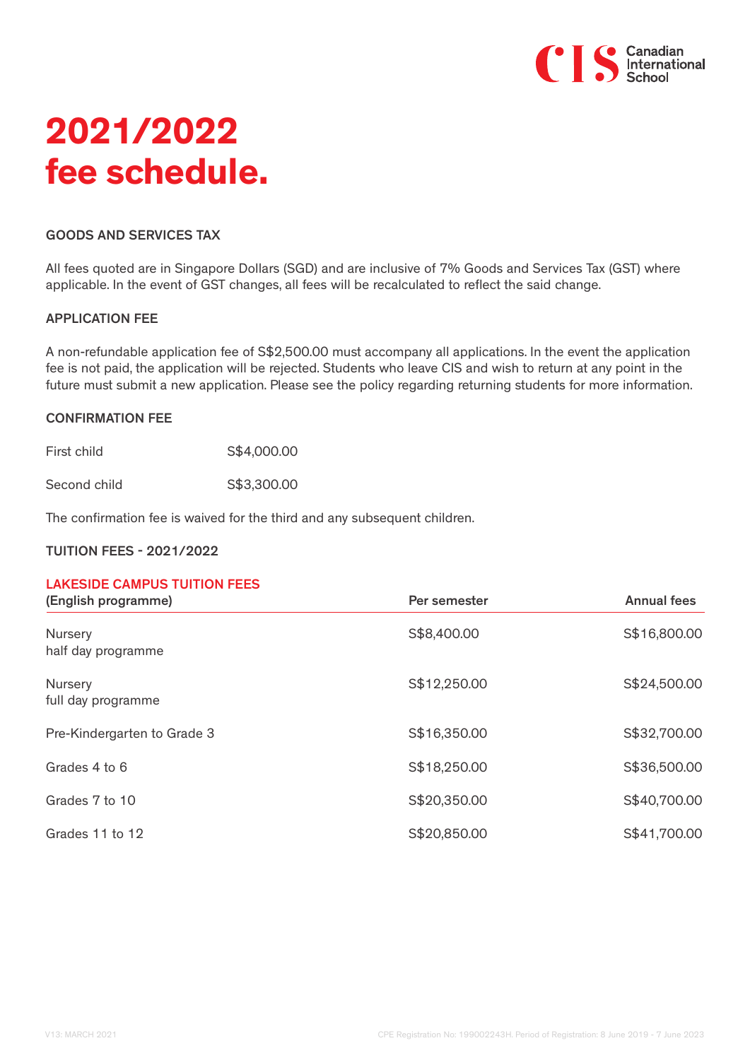# 2021/2022 fee schedule.

### GOODS AND SERVICES TAX

All fees quoted are in Singapore Dollars (SGD) and are inclusive of 7% Goods and Services Tax (GST) where applicable. In the event of GST changes, all fees will be recalculated to reflect the said change.

### APPLICATION FEE

A non-refundable application fee of S$2,500.00 must accompany all applications. In the event the application fee is not paid, the application will be rejected. Students who leave CIS and wish to return at any point in the future must submit a new application. Please see the policy regarding returning students for more information.

### CONFIRMATION FEE

| | |
|---|---|
| First child | S$4,000.00 |
| Second child | S$3,300.00 |

The confirmation fee is waived for the third and any subsequent children.

### TUITION FEES - 2021/2022

#### LAKESIDE CAMPUS TUITION FEES

| (English programme) | Per semester | Annual fees |
|---|---|---|
| Nursery half day programme | S$8,400.00 | S$16,800.00 |
| Nursery full day programme | S$12,250.00 | S$24,500.00 |
| Pre-Kindergarten to Grade 3 | S$16,350.00 | S$32,700.00 |
| Grades 4 to 6 | S$18,250.00 | S$36,500.00 |
| Grades 7 to 10 | S$20,350.00 | S$40,700.00 |
| Grades 11 to 12 | S$20,850.00 | S$41,700.00 |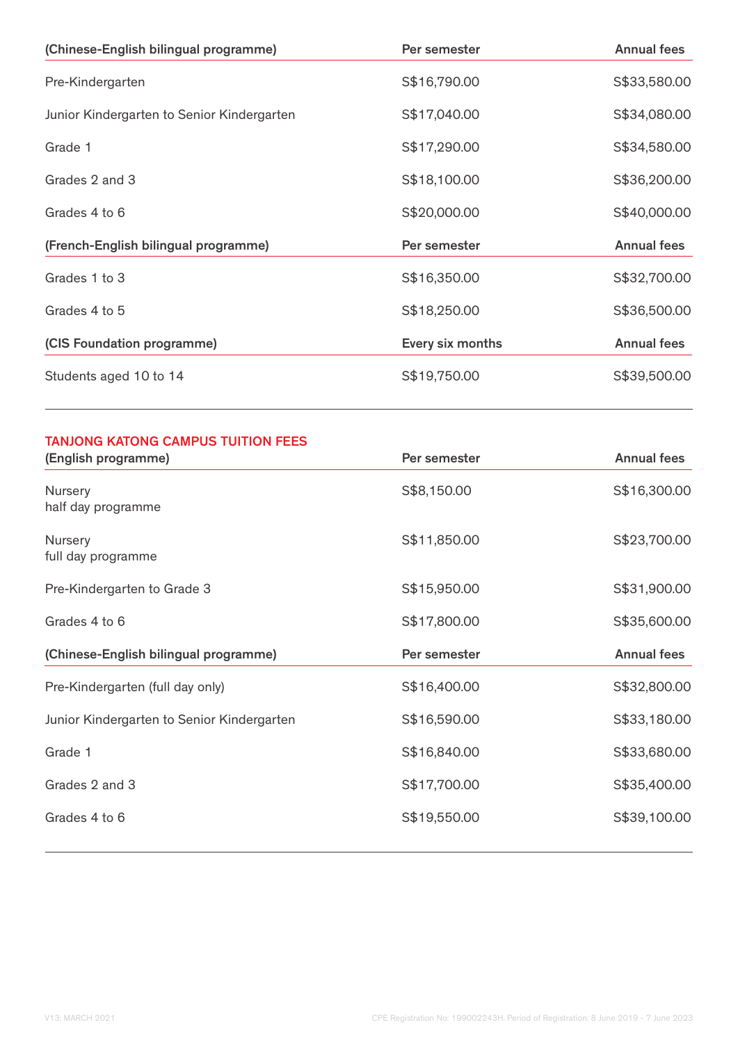| (Chinese-English bilingual programme) | Per semester | Annual fees |
|---|---|---|
| Pre-Kindergarten | S$16,790.00 | S$33,580.00 |
| Junior Kindergarten to Senior Kindergarten | S$17,040.00 | S$34,080.00 |
| Grade 1 | S$17,290.00 | S$34,580.00 |
| Grades 2 and 3 | S$18,100.00 | S$36,200.00 |
| Grades 4 to 6 | S$20,000.00 | S$40,000.00 |

| (French-English bilingual programme) | Per semester | Annual fees |
|---|---|---|
| Grades 1 to 3 | S$16,350.00 | S$32,700.00 |
| Grades 4 to 5 | S$18,250.00 | S$36,500.00 |

| (CIS Foundation programme) | Every six months | Annual fees |
|---|---|---|
| Students aged 10 to 14 | S$19,750.00 | S$39,500.00 |

## TANJONG KATONG CAMPUS TUITION FEES

| (English programme) | Per semester | Annual fees |
|---|---|---|
| Nursery half day programme | S$8,150.00 | S$16,300.00 |
| Nursery full day programme | S$11,850.00 | S$23,700.00 |
| Pre-Kindergarten to Grade 3 | S$15,950.00 | S$31,900.00 |
| Grades 4 to 6 | S$17,800.00 | S$35,600.00 |

| (Chinese-English bilingual programme) | Per semester | Annual fees |
|---|---|---|
| Pre-Kindergarten (full day only) | S$16,400.00 | S$32,800.00 |
| Junior Kindergarten to Senior Kindergarten | S$16,590.00 | S$33,180.00 |
| Grade 1 | S$16,840.00 | S$33,680.00 |
| Grades 2 and 3 | S$17,700.00 | S$35,400.00 |
| Grades 4 to 6 | S$19,550.00 | S$39,100.00 |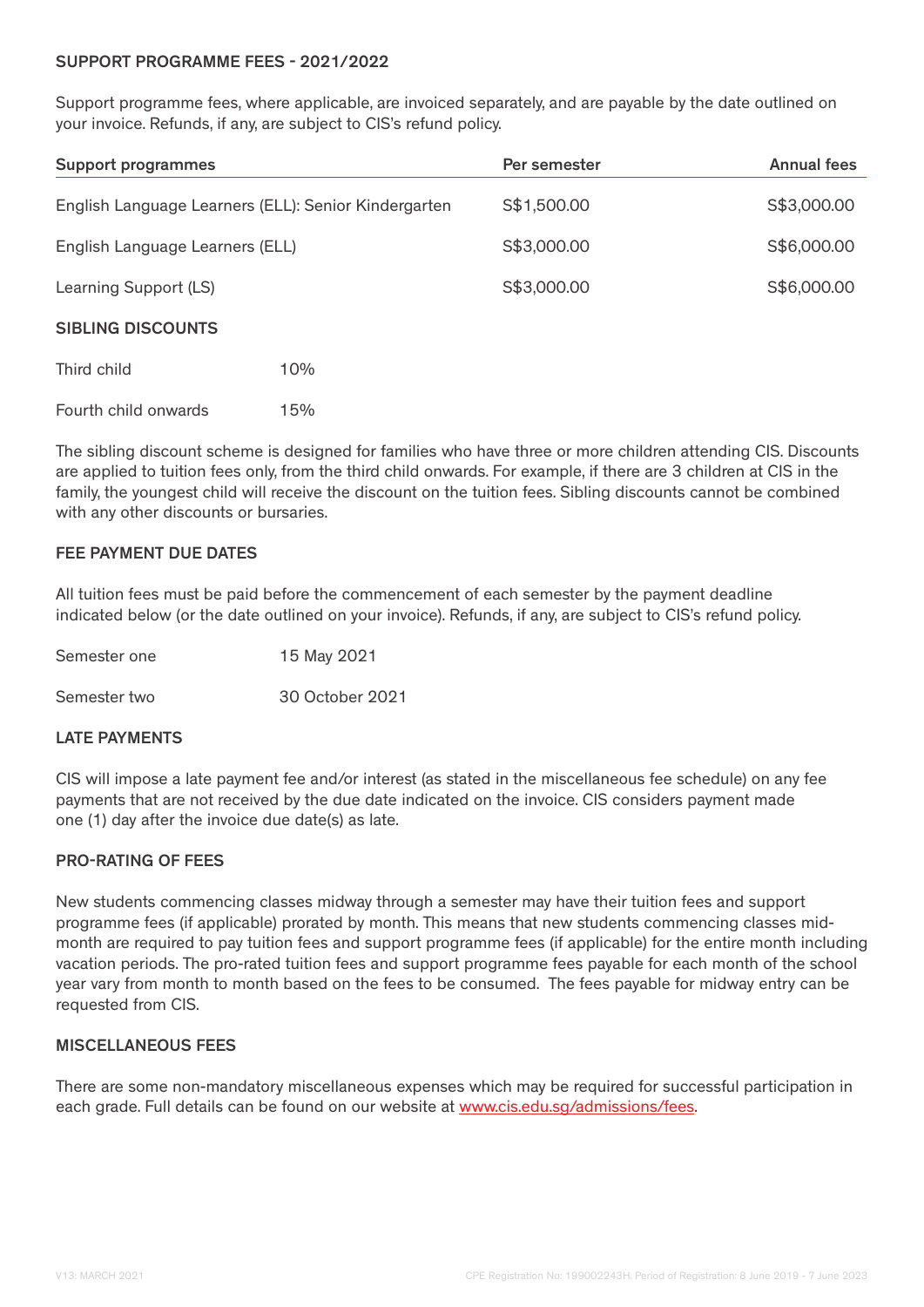## SUPPORT PROGRAMME FEES - 2021/2022

Support programme fees, where applicable, are invoiced separately, and are payable by the date outlined on your invoice. Refunds, if any, are subject to CIS's refund policy.

| Support programmes | Per semester | Annual fees |
|---|---|---|
| English Language Learners (ELL): Senior Kindergarten | S$1,500.00 | S$3,000.00 |
| English Language Learners (ELL) | S$3,000.00 | S$6,000.00 |
| Learning Support (LS) | S$3,000.00 | S$6,000.00 |

## SIBLING DISCOUNTS

| | |
|---|---|
| Third child | 10% |
| Fourth child onwards | 15% |

The sibling discount scheme is designed for families who have three or more children attending CIS. Discounts are applied to tuition fees only, from the third child onwards. For example, if there are 3 children at CIS in the family, the youngest child will receive the discount on the tuition fees. Sibling discounts cannot be combined with any other discounts or bursaries.

## FEE PAYMENT DUE DATES

All tuition fees must be paid before the commencement of each semester by the payment deadline indicated below (or the date outlined on your invoice). Refunds, if any, are subject to CIS's refund policy.

| | |
|---|---|
| Semester one | 15 May 2021 |
| Semester two | 30 October 2021 |

## LATE PAYMENTS

CIS will impose a late payment fee and/or interest (as stated in the miscellaneous fee schedule) on any fee payments that are not received by the due date indicated on the invoice. CIS considers payment made one (1) day after the invoice due date(s) as late.

## PRO-RATING OF FEES

New students commencing classes midway through a semester may have their tuition fees and support programme fees (if applicable) prorated by month. This means that new students commencing classes mid-month are required to pay tuition fees and support programme fees (if applicable) for the entire month including vacation periods. The pro-rated tuition fees and support programme fees payable for each month of the school year vary from month to month based on the fees to be consumed. The fees payable for midway entry can be requested from CIS.

## MISCELLANEOUS FEES

There are some non-mandatory miscellaneous expenses which may be required for successful participation in each grade. Full details can be found on our website at www.cis.edu.sg/admissions/fees.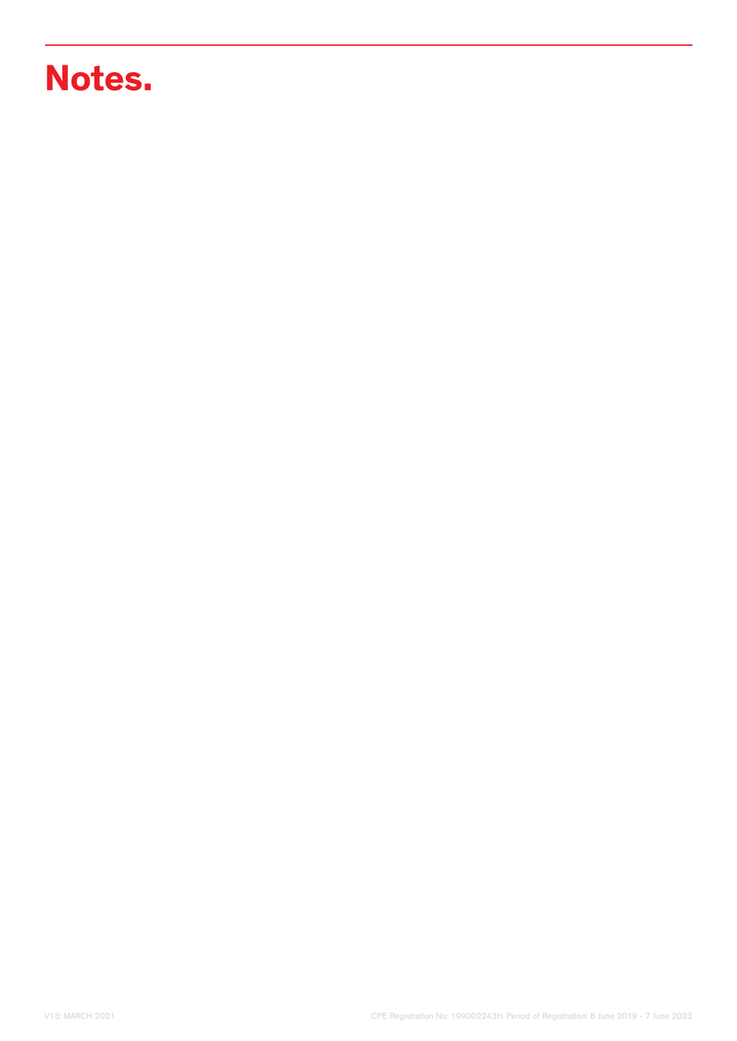# Notes.